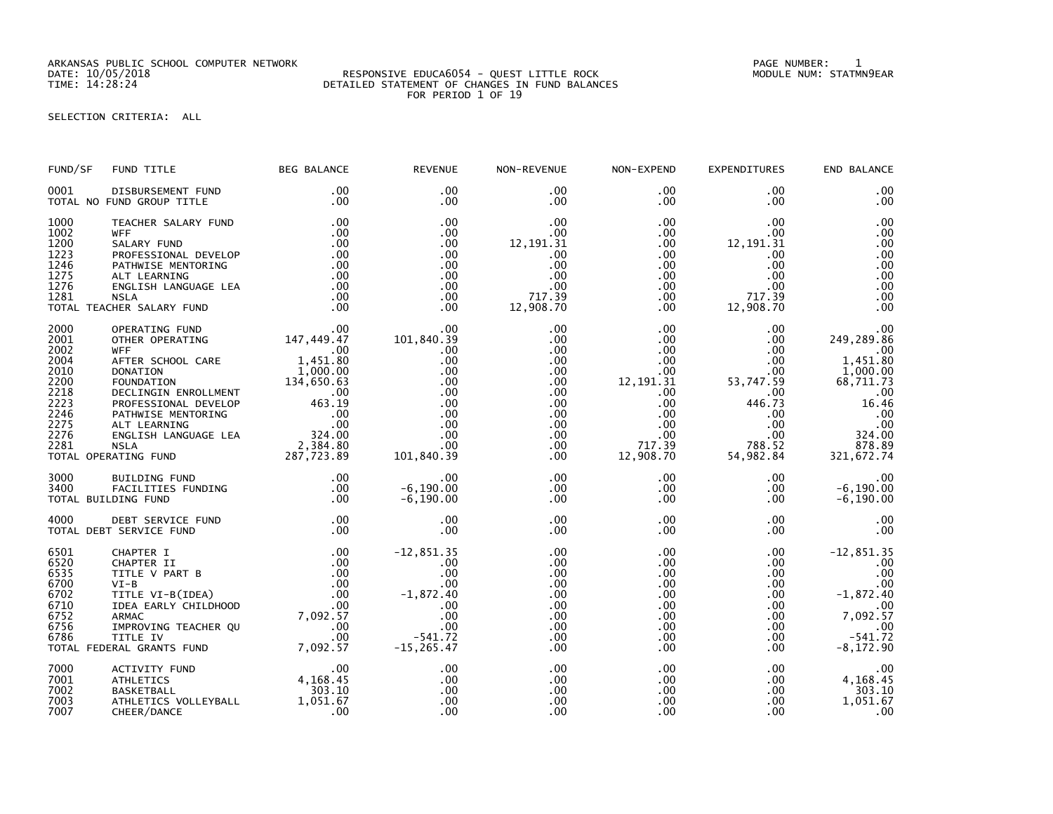ARKANSAS PUBLIC SCHOOL COMPUTER NETWORK
DATE: 10/05/2018
TIME: 14:28:24

RESPONSIVE EDUCA6054 - QUEST LITTLE ROCK
DETAILED STATEMENT OF CHANGES IN FUND BALANCES
FOR PERIOD 1 OF 19

PAGE NUMBER: 1
MODULE NUM: STATMN9EAR

SELECTION CRITERIA: ALL

| FUND/SF | FUND TITLE | BEG BALANCE | REVENUE | NON-REVENUE | NON-EXPEND | EXPENDITURES | END BALANCE |
|---|---|---|---|---|---|---|---|
| 0001 | DISBURSEMENT FUND | .00 | .00 | .00 | .00 | .00 | .00 |
| TOTAL NO FUND GROUP TITLE | | .00 | .00 | .00 | .00 | .00 | .00 |
| 1000 | TEACHER SALARY FUND | .00 | .00 | .00 | .00 | .00 | .00 |
| 1002 | WFF | .00 | .00 | .00 | .00 | .00 | .00 |
| 1200 | SALARY FUND | .00 | .00 | 12,191.31 | .00 | 12,191.31 | .00 |
| 1223 | PROFESSIONAL DEVELOP | .00 | .00 | .00 | .00 | .00 | .00 |
| 1246 | PATHWISE MENTORING | .00 | .00 | .00 | .00 | .00 | .00 |
| 1275 | ALT LEARNING | .00 | .00 | .00 | .00 | .00 | .00 |
| 1276 | ENGLISH LANGUAGE LEA | .00 | .00 | .00 | .00 | .00 | .00 |
| 1281 | NSLA | .00 | .00 | 717.39 | .00 | 717.39 | .00 |
| TOTAL TEACHER SALARY FUND | | .00 | .00 | 12,908.70 | .00 | 12,908.70 | .00 |
| 2000 | OPERATING FUND | .00 | .00 | .00 | .00 | .00 | .00 |
| 2001 | OTHER OPERATING | 147,449.47 | 101,840.39 | .00 | .00 | .00 | 249,289.86 |
| 2002 | WFF | .00 | .00 | .00 | .00 | .00 | .00 |
| 2004 | AFTER SCHOOL CARE | 1,451.80 | .00 | .00 | .00 | .00 | 1,451.80 |
| 2010 | DONATION | 1,000.00 | .00 | .00 | .00 | .00 | 1,000.00 |
| 2200 | FOUNDATION | 134,650.63 | .00 | .00 | 12,191.31 | 53,747.59 | 68,711.73 |
| 2218 | DECLINGIN ENROLLMENT | .00 | .00 | .00 | .00 | .00 | .00 |
| 2223 | PROFESSIONAL DEVELOP | 463.19 | .00 | .00 | .00 | 446.73 | 16.46 |
| 2246 | PATHWISE MENTORING | .00 | .00 | .00 | .00 | .00 | .00 |
| 2275 | ALT LEARNING | .00 | .00 | .00 | .00 | .00 | .00 |
| 2276 | ENGLISH LANGUAGE LEA | 324.00 | .00 | .00 | .00 | .00 | 324.00 |
| 2281 | NSLA | 2,384.80 | .00 | .00 | 717.39 | 788.52 | 878.89 |
| TOTAL OPERATING FUND | | 287,723.89 | 101,840.39 | .00 | 12,908.70 | 54,982.84 | 321,672.74 |
| 3000 | BUILDING FUND | .00 | .00 | .00 | .00 | .00 | .00 |
| 3400 | FACILITIES FUNDING | .00 | -6,190.00 | .00 | .00 | .00 | -6,190.00 |
| TOTAL BUILDING FUND | | .00 | -6,190.00 | .00 | .00 | .00 | -6,190.00 |
| 4000 | DEBT SERVICE FUND | .00 | .00 | .00 | .00 | .00 | .00 |
| TOTAL DEBT SERVICE FUND | | .00 | .00 | .00 | .00 | .00 | .00 |
| 6501 | CHAPTER I | .00 | -12,851.35 | .00 | .00 | .00 | -12,851.35 |
| 6520 | CHAPTER II | .00 | .00 | .00 | .00 | .00 | .00 |
| 6535 | TITLE V PART B | .00 | .00 | .00 | .00 | .00 | .00 |
| 6700 | VI-B | .00 | .00 | .00 | .00 | .00 | .00 |
| 6702 | TITLE VI-B(IDEA) | .00 | -1,872.40 | .00 | .00 | .00 | -1,872.40 |
| 6710 | IDEA EARLY CHILDHOOD | .00 | .00 | .00 | .00 | .00 | .00 |
| 6752 | ARMAC | 7,092.57 | .00 | .00 | .00 | .00 | 7,092.57 |
| 6756 | IMPROVING TEACHER QU | .00 | .00 | .00 | .00 | .00 | .00 |
| 6786 | TITLE IV | .00 | -541.72 | .00 | .00 | .00 | -541.72 |
| TOTAL FEDERAL GRANTS FUND | | 7,092.57 | -15,265.47 | .00 | .00 | .00 | -8,172.90 |
| 7000 | ACTIVITY FUND | .00 | .00 | .00 | .00 | .00 | .00 |
| 7001 | ATHLETICS | 4,168.45 | .00 | .00 | .00 | .00 | 4,168.45 |
| 7002 | BASKETBALL | 303.10 | .00 | .00 | .00 | .00 | 303.10 |
| 7003 | ATHLETICS VOLLEYBALL | 1,051.67 | .00 | .00 | .00 | .00 | 1,051.67 |
| 7007 | CHEER/DANCE | .00 | .00 | .00 | .00 | .00 | .00 |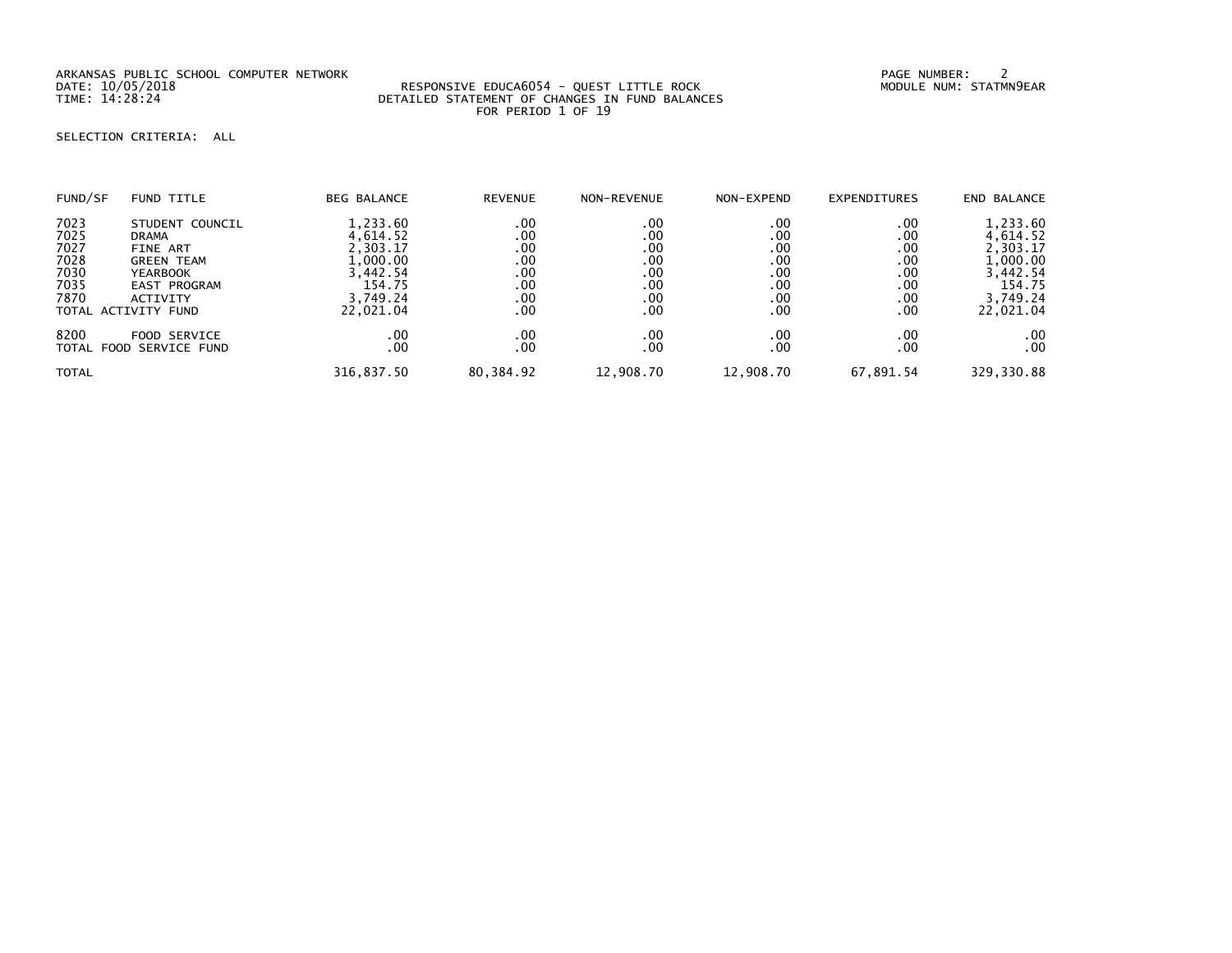ARKANSAS PUBLIC SCHOOL COMPUTER NETWORK
DATE: 10/05/2018
TIME: 14:28:24

RESPONSIVE EDUCA6054 - QUEST LITTLE ROCK
DETAILED STATEMENT OF CHANGES IN FUND BALANCES
FOR PERIOD 1 OF 19

PAGE NUMBER: 2
MODULE NUM: STATMN9EAR

SELECTION CRITERIA: ALL

| FUND/SF | FUND TITLE | BEG BALANCE | REVENUE | NON-REVENUE | NON-EXPEND | EXPENDITURES | END BALANCE |
|---|---|---|---|---|---|---|---|
| 7023 | STUDENT COUNCIL | 1,233.60 | .00 | .00 | .00 | .00 | 1,233.60 |
| 7025 | DRAMA | 4,614.52 | .00 | .00 | .00 | .00 | 4,614.52 |
| 7027 | FINE ART | 2,303.17 | .00 | .00 | .00 | .00 | 2,303.17 |
| 7028 | GREEN TEAM | 1,000.00 | .00 | .00 | .00 | .00 | 1,000.00 |
| 7030 | YEARBOOK | 3,442.54 | .00 | .00 | .00 | .00 | 3,442.54 |
| 7035 | EAST PROGRAM | 154.75 | .00 | .00 | .00 | .00 | 154.75 |
| 7870 | ACTIVITY | 3,749.24 | .00 | .00 | .00 | .00 | 3,749.24 |
| TOTAL ACTIVITY FUND | | 22,021.04 | .00 | .00 | .00 | .00 | 22,021.04 |
| 8200 | FOOD SERVICE | .00 | .00 | .00 | .00 | .00 | .00 |
| TOTAL FOOD SERVICE FUND | | .00 | .00 | .00 | .00 | .00 | .00 |
| TOTAL | | 316,837.50 | 80,384.92 | 12,908.70 | 12,908.70 | 67,891.54 | 329,330.88 |